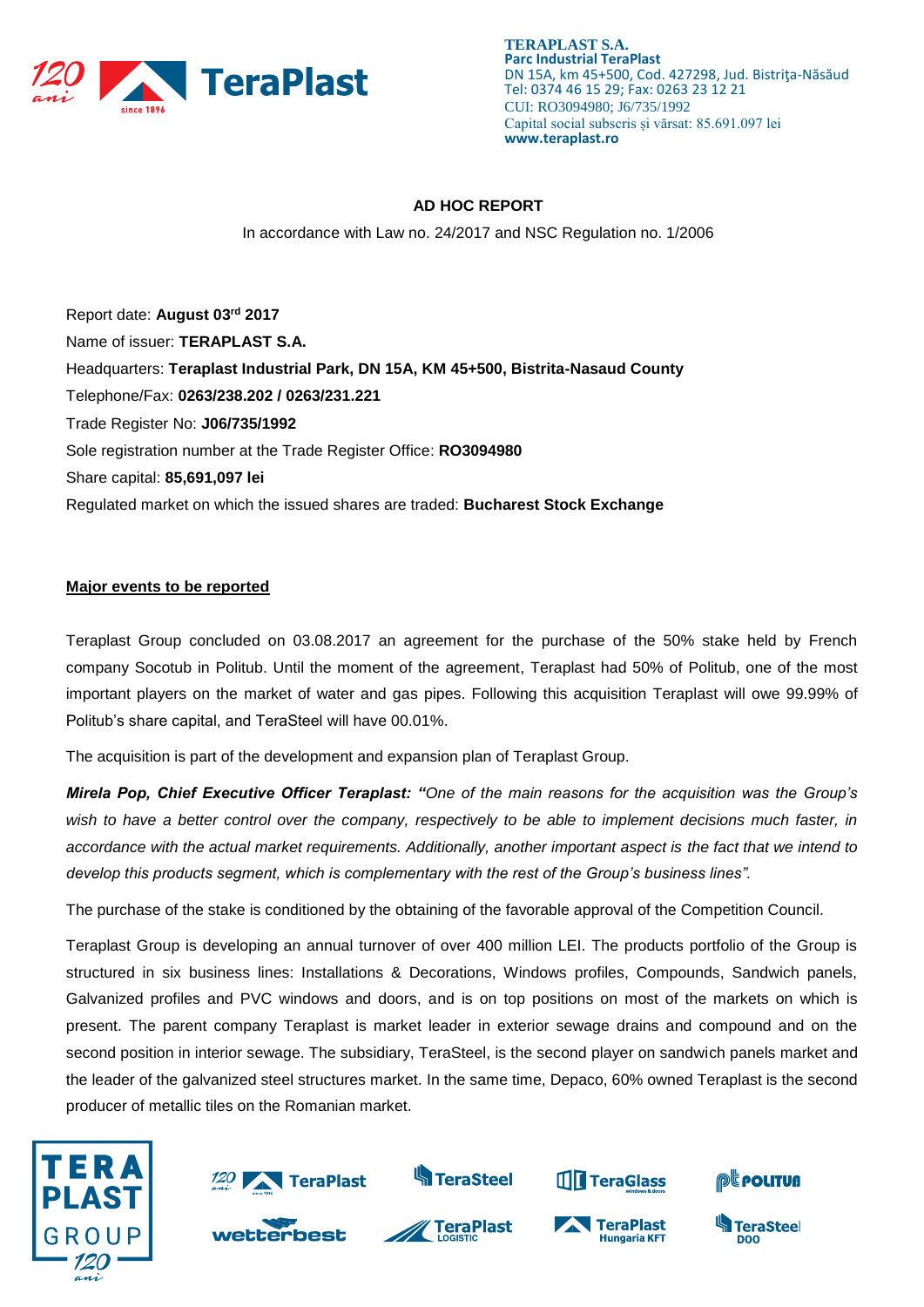**TERAPLAST S.A.**
**Parc Industrial TeraPlast**
DN 15A, km 45+500, Cod. 427298, Jud. Bistriţa-Năsăud
Tel: 0374 46 15 29; Fax: 0263 23 12 21
CUI: RO3094980; J6/735/1992
Capital social subscris şi vărsat: 85.691.097 lei
**www.teraplast.ro**

## AD HOC REPORT

In accordance with Law no. 24/2017 and NSC Regulation no. 1/2006

Report date: **August 03rd 2017**
Name of issuer: **TERAPLAST S.A.**
Headquarters: **Teraplast Industrial Park, DN 15A, KM 45+500, Bistrita-Nasaud County**
Telephone/Fax: **0263/238.202 / 0263/231.221**
Trade Register No: **J06/735/1992**
Sole registration number at the Trade Register Office: **RO3094980**
Share capital: **85,691,097 lei**
Regulated market on which the issued shares are traded: **Bucharest Stock Exchange**

**Major events to be reported**

Teraplast Group concluded on 03.08.2017 an agreement for the purchase of the 50% stake held by French company Socotub in Politub. Until the moment of the agreement, Teraplast had 50% of Politub, one of the most important players on the market of water and gas pipes. Following this acquisition Teraplast will owe 99.99% of Politub's share capital, and TeraSteel will have 00.01%.

The acquisition is part of the development and expansion plan of Teraplast Group.

***Mirela Pop, Chief Executive Officer Teraplast: "****One of the main reasons for the acquisition was the Group's wish to have a better control over the company, respectively to be able to implement decisions much faster, in accordance with the actual market requirements. Additionally, another important aspect is the fact that we intend to develop this products segment, which is complementary with the rest of the Group's business lines".*

The purchase of the stake is conditioned by the obtaining of the favorable approval of the Competition Council.

Teraplast Group is developing an annual turnover of over 400 million LEI. The products portfolio of the Group is structured in six business lines: Installations & Decorations, Windows profiles, Compounds, Sandwich panels, Galvanized profiles and PVC windows and doors, and is on top positions on most of the markets on which is present. The parent company Teraplast is market leader in exterior sewage drains and compound and on the second position in interior sewage. The subsidiary, TeraSteel, is the second player on sandwich panels market and the leader of the galvanized steel structures market. In the same time, Depaco, 60% owned Teraplast is the second producer of metallic tiles on the Romanian market.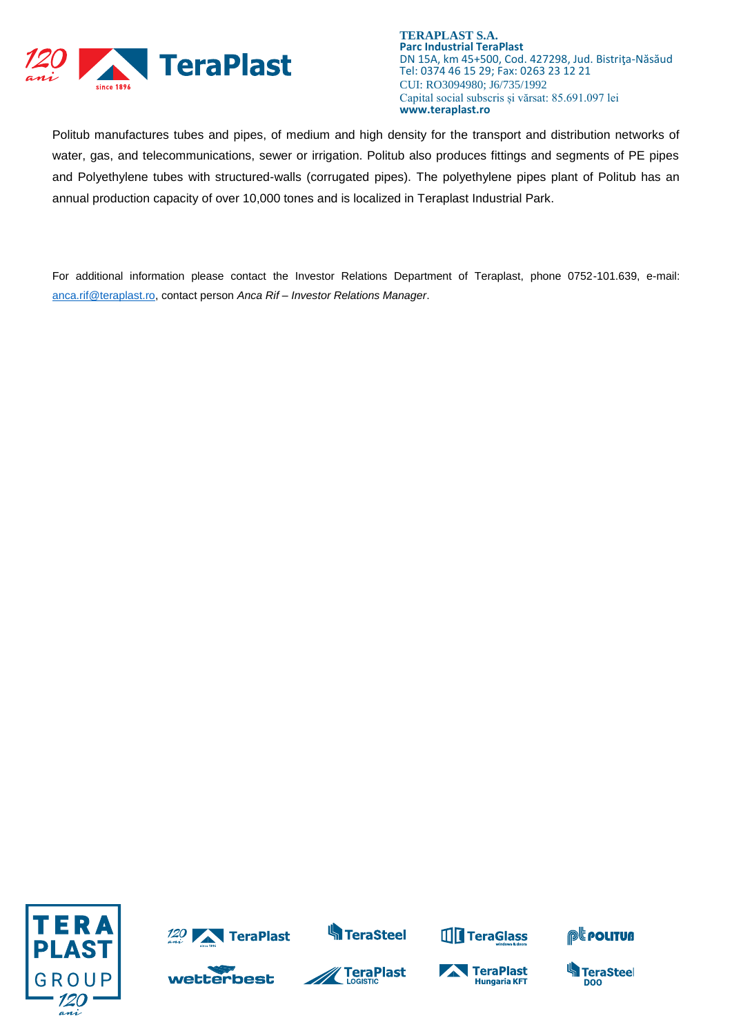Politub manufactures tubes and pipes, of medium and high density for the transport and distribution networks of water, gas, and telecommunications, sewer or irrigation. Politub also produces fittings and segments of PE pipes and Polyethylene tubes with structured-walls (corrugated pipes). The polyethylene pipes plant of Politub has an annual production capacity of over 10,000 tones and is localized in Teraplast Industrial Park.

For additional information please contact the Investor Relations Department of Teraplast, phone 0752-101.639, e-mail: anca.rif@teraplast.ro, contact person *Anca Rif – Investor Relations Manager*.